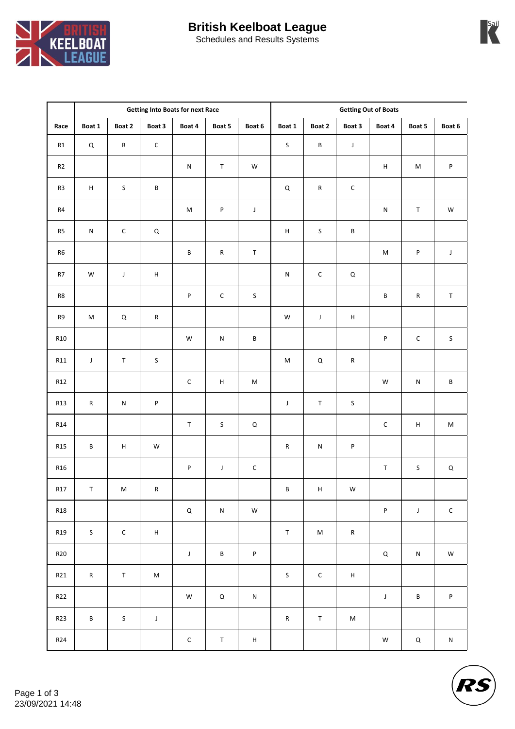# British Keelboat League

Schedules and Results Systems

| Race | Getting Into Boats for next Race | | | | | | Getting Out of Boats | | | | | |
|---|---|---|---|---|---|---|---|---|---|---|---|---|
| | Boat 1 | Boat 2 | Boat 3 | Boat 4 | Boat 5 | Boat 6 | Boat 1 | Boat 2 | Boat 3 | Boat 4 | Boat 5 | Boat 6 |
| R1 | Q | R | C | | | | S | B | J | | | |
| R2 | | | | N | T | W | | | | H | M | P |
| R3 | H | S | B | | | | Q | R | C | | | |
| R4 | | | | M | P | J | | | | N | T | W |
| R5 | N | C | Q | | | | H | S | B | | | |
| R6 | | | | B | R | T | | | | M | P | J |
| R7 | W | J | H | | | | N | C | Q | | | |
| R8 | | | | P | C | S | | | | B | R | T |
| R9 | M | Q | R | | | | W | J | H | | | |
| R10 | | | | W | N | B | | | | P | C | S |
| R11 | J | T | S | | | | M | Q | R | | | |
| R12 | | | | C | H | M | | | | W | N | B |
| R13 | R | N | P | | | | J | T | S | | | |
| R14 | | | | T | S | Q | | | | C | H | M |
| R15 | B | H | W | | | | R | N | P | | | |
| R16 | | | | P | J | C | | | | T | S | Q |
| R17 | T | M | R | | | | B | H | W | | | |
| R18 | | | | Q | N | W | | | | P | J | C |
| R19 | S | C | H | | | | T | M | R | | | |
| R20 | | | | J | B | P | | | | Q | N | W |
| R21 | R | T | M | | | | S | C | H | | | |
| R22 | | | | W | Q | N | | | | J | B | P |
| R23 | B | S | J | | | | R | T | M | | | |
| R24 | | | | C | T | H | | | | W | Q | N |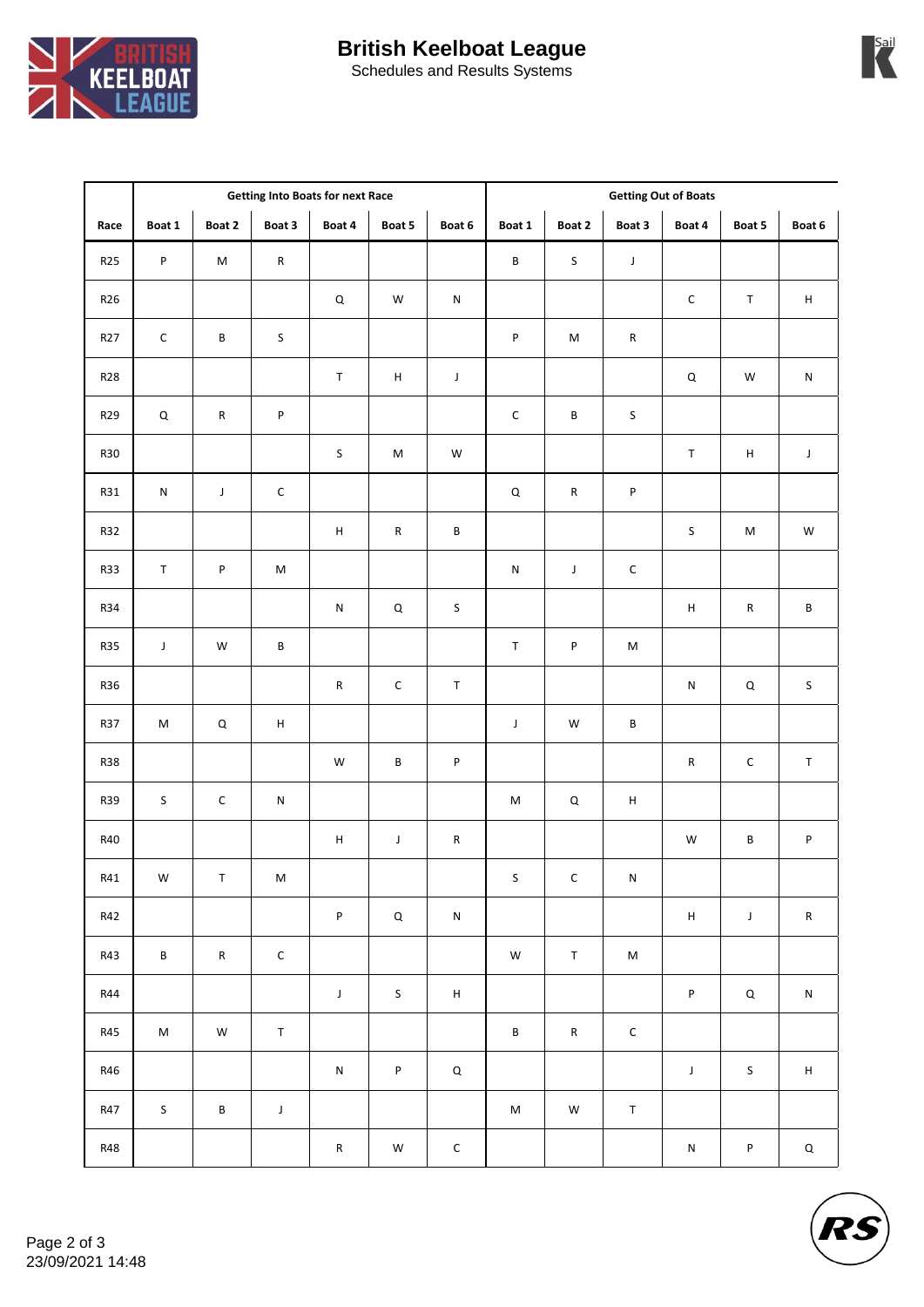# British Keelboat League

Schedules and Results Systems

| Race | Getting Into Boats for next Race | | | | | | Getting Out of Boats | | | | | |
|---|---|---|---|---|---|---|---|---|---|---|---|---|
| | Boat 1 | Boat 2 | Boat 3 | Boat 4 | Boat 5 | Boat 6 | Boat 1 | Boat 2 | Boat 3 | Boat 4 | Boat 5 | Boat 6 |
| R25 | P | M | R | | | | B | S | J | | | |
| R26 | | | | Q | W | N | | | | C | T | H |
| R27 | C | B | S | | | | P | M | R | | | |
| R28 | | | | T | H | J | | | | Q | W | N |
| R29 | Q | R | P | | | | C | B | S | | | |
| R30 | | | | S | M | W | | | | T | H | J |
| R31 | N | J | C | | | | Q | R | P | | | |
| R32 | | | | H | R | B | | | | S | M | W |
| R33 | T | P | M | | | | N | J | C | | | |
| R34 | | | | N | Q | S | | | | H | R | B |
| R35 | J | W | B | | | | T | P | M | | | |
| R36 | | | | R | C | T | | | | N | Q | S |
| R37 | M | Q | H | | | | J | W | B | | | |
| R38 | | | | W | B | P | | | | R | C | T |
| R39 | S | C | N | | | | M | Q | H | | | |
| R40 | | | | H | J | R | | | | W | B | P |
| R41 | W | T | M | | | | S | C | N | | | |
| R42 | | | | P | Q | N | | | | H | J | R |
| R43 | B | R | C | | | | W | T | M | | | |
| R44 | | | | J | S | H | | | | P | Q | N |
| R45 | M | W | T | | | | B | R | C | | | |
| R46 | | | | N | P | Q | | | | J | S | H |
| R47 | S | B | J | | | | M | W | T | | | |
| R48 | | | | R | W | C | | | | N | P | Q |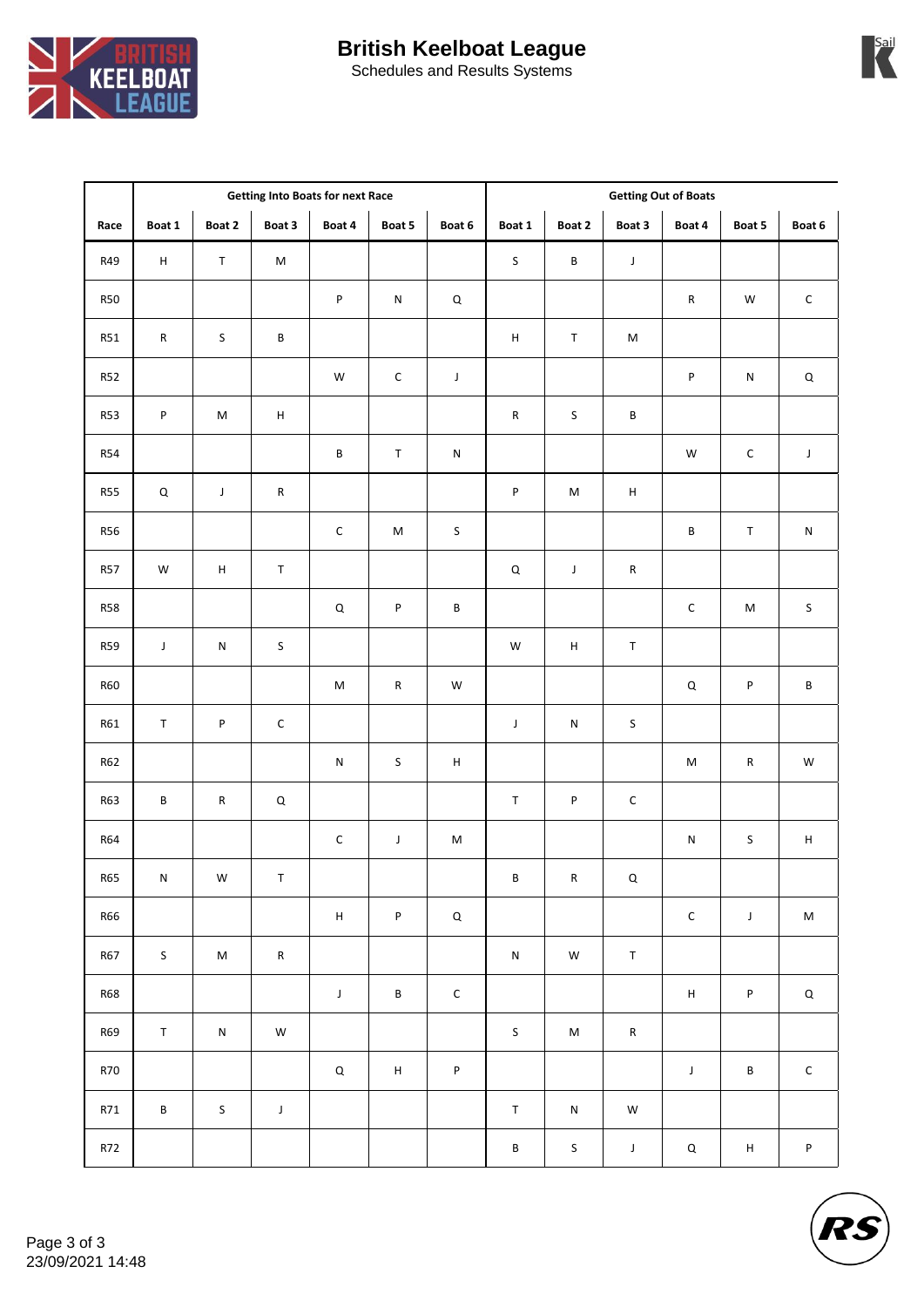# British Keelboat League

Schedules and Results Systems

| Race | Getting Into Boats for next Race | | | | | | Getting Out of Boats | | | | | |
|---|---|---|---|---|---|---|---|---|---|---|---|---|
| | Boat 1 | Boat 2 | Boat 3 | Boat 4 | Boat 5 | Boat 6 | Boat 1 | Boat 2 | Boat 3 | Boat 4 | Boat 5 | Boat 6 |
| R49 | H | T | M | | | | S | B | J | | | |
| R50 | | | | P | N | Q | | | | R | W | C |
| R51 | R | S | B | | | | H | T | M | | | |
| R52 | | | | W | C | J | | | | P | N | Q |
| R53 | P | M | H | | | | R | S | B | | | |
| R54 | | | | B | T | N | | | | W | C | J |
| R55 | Q | J | R | | | | P | M | H | | | |
| R56 | | | | C | M | S | | | | B | T | N |
| R57 | W | H | T | | | | Q | J | R | | | |
| R58 | | | | Q | P | B | | | | C | M | S |
| R59 | J | N | S | | | | W | H | T | | | |
| R60 | | | | M | R | W | | | | Q | P | B |
| R61 | T | P | C | | | | J | N | S | | | |
| R62 | | | | N | S | H | | | | M | R | W |
| R63 | B | R | Q | | | | T | P | C | | | |
| R64 | | | | C | J | M | | | | N | S | H |
| R65 | N | W | T | | | | B | R | Q | | | |
| R66 | | | | H | P | Q | | | | C | J | M |
| R67 | S | M | R | | | | N | W | T | | | |
| R68 | | | | J | B | C | | | | H | P | Q |
| R69 | T | N | W | | | | S | M | R | | | |
| R70 | | | | Q | H | P | | | | J | B | C |
| R71 | B | S | J | | | | T | N | W | | | |
| R72 | | | | | | | B | S | J | Q | H | P |